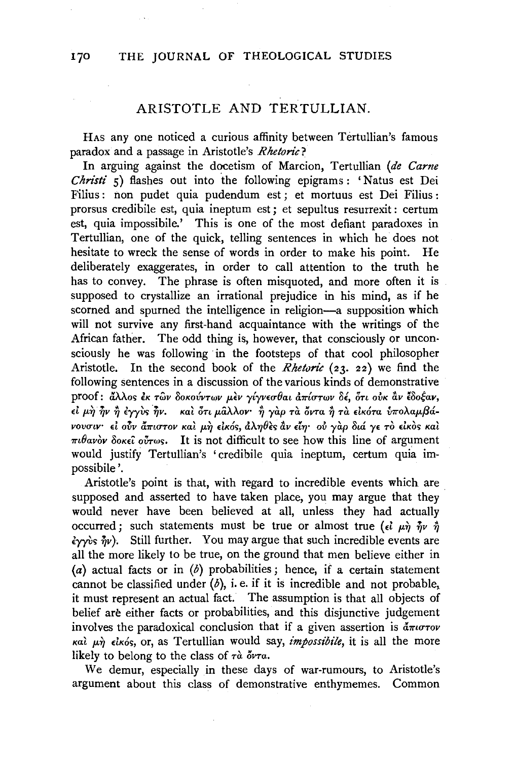## ARISTOTLE AND TERTULLIAN.

HAS any one noticed a curious affinity between Tertullian's famous paradox and a passage in Aristotle's *Rhetoric*?

In arguing against the docetism of Marcion, Tertullian (*de Carne Christi* 5) flashes out into the following epigrams: 'Natus est Dei Filius: non pudet quia pudendum est; et mortuus est Dei Filius: prorsus credibile est, quia ineptum est; et sepultus resurrexit: certum est, quia impossibile.' This is one of the most defiant paradoxes in Tertullian, one of the quick, telling sentences in which he does not hesitate to wreck the sense of words in order to make his point. He deliberately exaggerates, in order to call attention to the truth he has to convey. The phrase is often misquoted, and more often it is supposed to crystallize an irrational prejudice in his mind, as if he scorned and spurned the intelligence in religion—a supposition which will not survive any first-hand acquaintance with the writings of the African father. The odd thing is, however, that consciously or unconsciously he was following in the footsteps of that cool philosopher Aristotle. In the second book of the *Rhetoric* (23. 22) we find the following sentences in a discussion of the various kinds of demonstrative proof: ἄλλος ἐκ τῶν δοκούντων μὲν γίγνεσθαι ἀπίστων δέ, ὅτι οὐκ ἂν ἔδοξαν, εἰ μὴ ἦν ἢ ἐγγὺς ἦν. καὶ ὅτι μᾶλλον· ἢ γὰρ τὰ ὄντα ἢ τὰ εἰκότα ὑπολαμβάνουσιν· εἰ οὖν ἄπιστον καὶ μὴ εἰκός, ἀληθὲς ἂν εἴη· οὐ γὰρ διά γε τὸ εἰκὸς καὶ πιθανὸν δοκεῖ οὕτως. It is not difficult to see how this line of argument would justify Tertullian's 'credibile quia ineptum, certum quia impossibile'.

Aristotle's point is that, with regard to incredible events which are supposed and asserted to have taken place, you may argue that they would never have been believed at all, unless they had actually occurred; such statements must be true or almost true (εἰ μὴ ἦν ἢ ἐγγὺς ἦν). Still further. You may argue that such incredible events are all the more likely to be true, on the ground that men believe either in (*a*) actual facts or in (*b*) probabilities; hence, if a certain statement cannot be classified under (*b*), i. e. if it is incredible and not probable, it must represent an actual fact. The assumption is that all objects of belief are either facts or probabilities, and this disjunctive judgement involves the paradoxical conclusion that if a given assertion is ἄπιστον καὶ μὴ εἰκός, or, as Tertullian would say, *impossibile*, it is all the more likely to belong to the class of τὰ ὄντα.

We demur, especially in these days of war-rumours, to Aristotle's argument about this class of demonstrative enthymemes. Common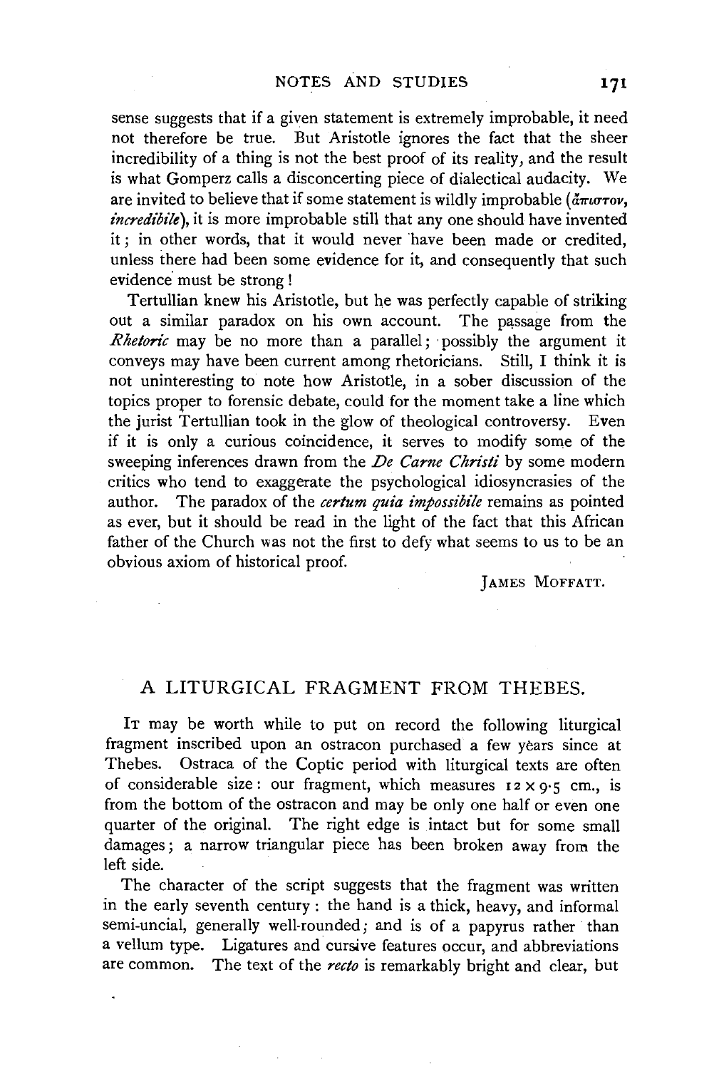sense suggests that if a given statement is extremely improbable, it need not therefore be true. But Aristotle ignores the fact that the sheer incredibility of a thing is not the best proof of its reality, and the result is what Gomperz calls a disconcerting piece of dialectical audacity. We are invited to believe that if some statement is wildly improbable (ἄπιστον, *incredibile*), it is more improbable still that any one should have invented it; in other words, that it would never have been made or credited, unless there had been some evidence for it, and consequently that such evidence must be strong!

Tertullian knew his Aristotle, but he was perfectly capable of striking out a similar paradox on his own account. The passage from the *Rhetoric* may be no more than a parallel; possibly the argument it conveys may have been current among rhetoricians. Still, I think it is not uninteresting to note how Aristotle, in a sober discussion of the topics proper to forensic debate, could for the moment take a line which the jurist Tertullian took in the glow of theological controversy. Even if it is only a curious coincidence, it serves to modify some of the sweeping inferences drawn from the *De Carne Christi* by some modern critics who tend to exaggerate the psychological idiosyncrasies of the author. The paradox of the *certum quia impossibile* remains as pointed as ever, but it should be read in the light of the fact that this African father of the Church was not the first to defy what seems to us to be an obvious axiom of historical proof.

JAMES MOFFATT.

## A LITURGICAL FRAGMENT FROM THEBES.

It may be worth while to put on record the following liturgical fragment inscribed upon an ostracon purchased a few years since at Thebes. Ostraca of the Coptic period with liturgical texts are often of considerable size: our fragment, which measures 12 × 9·5 cm., is from the bottom of the ostracon and may be only one half or even one quarter of the original. The right edge is intact but for some small damages; a narrow triangular piece has been broken away from the left side.

The character of the script suggests that the fragment was written in the early seventh century: the hand is a thick, heavy, and informal semi-uncial, generally well-rounded; and is of a papyrus rather than a vellum type. Ligatures and cursive features occur, and abbreviations are common. The text of the *recto* is remarkably bright and clear, but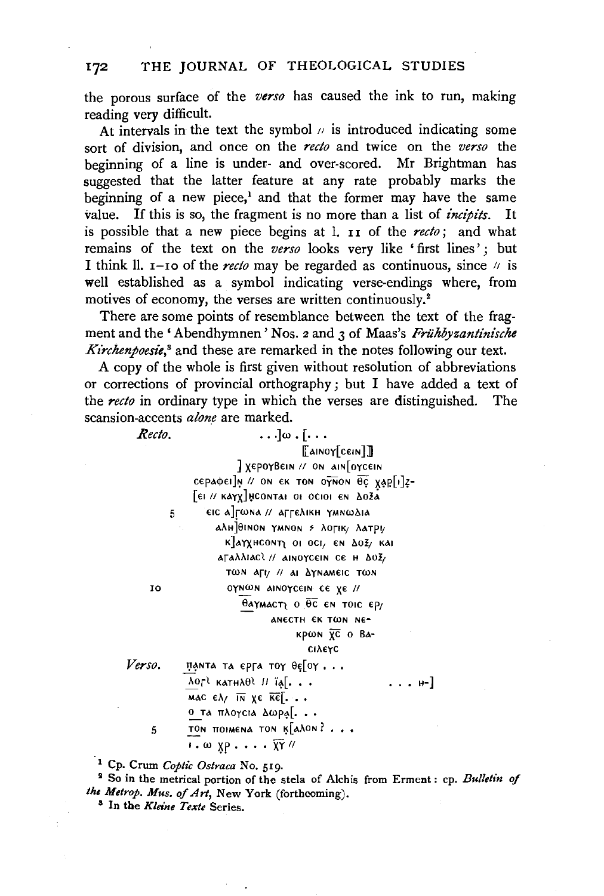the porous surface of the *verso* has caused the ink to run, making reading very difficult.

At intervals in the text the symbol // is introduced indicating some sort of division, and once on the *recto* and twice on the *verso* the beginning of a line is under- and over-scored. Mr Brightman has suggested that the latter feature at any rate probably marks the beginning of a new piece,[1] and that the former may have the same value. If this is so, the fragment is no more than a list of *incipits*. It is possible that a new piece begins at l. 11 of the *recto*; and what remains of the text on the *verso* looks very like 'first lines'; but I think ll. 1–10 of the *recto* may be regarded as continuous, since // is well established as a symbol indicating verse-endings where, from motives of economy, the verses are written continuously.[2]

There are some points of resemblance between the text of the fragment and the 'Abendhymnen' Nos. 2 and 3 of Maas's *Frühbyzantinische Kirchenpoesie*,[3] and these are remarked in the notes following our text.

A copy of the whole is first given without resolution of abbreviations or corrections of provincial orthography; but I have added a text of the *recto* in ordinary type in which the verses are distinguished. The scansion-accents *alone* are marked.

*Recto.*

```
              . . .]ω . [. . .
                        [[ΑΙΝΟΥ[ϹΕΙΝ]]]
              ] ΧΕΡΟΥΒΕΙΝ // ΟΝ ΑΙΝ[ΟΥϹΕΙΝ
        ϹΕΡΑΦΕΙ]Ν // ΟΝ ΕΚ ΤΟΝ ΟΥ̅Ν̅Ο̅Ν̅ Θ̅Ϲ̅ ΧΑΡ[Ι]Ζ-
        [ΕΙ // ΚΑΥΧ]ΗϹΟΝΤΑΙ ΟΙ ΟϹΙΟΙ ΕΝ ΔΟΞΑ
5        ΕΙϹ Α]ΓωΝΑ // ΑΓΓΕΛΙΚΗ ΥΜΝωΔΙΑ
          ΑΛΗ]ΘΙΝΟΝ ΥΜΝΟΝ ⸓ ΛΟΓΙΚ/ ΛΑΤΡΙ/
           Κ]ΑΥΧΗϹΟΝΤ̣ ΟΙ ΟϹΙ/ ΕΝ ΔΟΞ/ ΚΑΙ
           ΑΓΑΛΛΙΑϹ̣ // ΑΙΝΟΥϹΕΙΝ ϹΕ Η ΔΟΞ/
           ΤωΝ ΑΓΙ/ // ΑΙ ΔΥΝΑΜΕΙϹ ΤωΝ
10          ΟΥΝωΝ ΑΙΝΟΥϹΕΙΝ ϹΕ ΧΕ //
            ΘΑΥΜΑϹΤ̣ Ο Θ̅Ϲ̅ ΕΝ ΤΟΙϹ ΕΡ/
                ΑΝΕϹΤΗ ΕΚ ΤωΝ ΝΕ-
                  ΚΡωΝ Χ̅Ϲ̅ Ο ΒΑ-
                    ϹΙΛΕΥϹ
```

*Verso.*

```
        ΠΑΝΤΑ ΤΑ ΕΡΓΑ ΤΟΥ ΘΕ[ΟΥ . . .
        ΛΟΓ̣ ΚΑΤΗΛΘ̣ // ΪΑ[. . .              . . . Η-]
        ΜΑϹ ΕΛ/ Ι̅Ν̅ ΧΕ Κ̅Ε̅[. . .
        Ο ΤΑ ΠΛΟΥϹΙΑ ΔωΡΑ[. . .
5       ΤΟΝ ΠΟΙΜΕΝΑ ΤΟΝ Κ[ΑΛΟΝ ? . . .
        Ι . ω ΧΡ . . . . Χ̅Υ̅ //
```

[1] Cp. Crum *Coptic Ostraca* No. 519.

[2] So in the metrical portion of the stela of Alchis from Erment: cp. *Bulletin of the Metrop. Mus. of Art*, New York (forthcoming).

[3] In the *Kleine Texte* Series.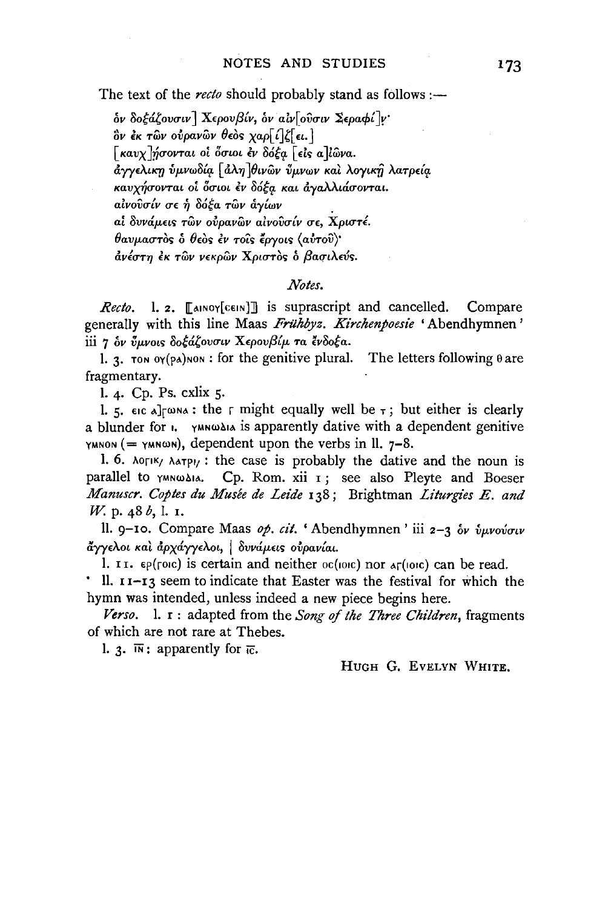The text of the *recto* should probably stand as follows :—

ὃν δοξάζουσιν] Χερουβίν, ὃν αἰν[οῦσιν Σεραφί]ν·
ὃν ἐκ τῶν οὐρανῶν θεὸς χαρ[ί]ζ[ει.]
[καυχ]ήσονται οἱ ὅσιοι ἐν δόξᾳ [εἰς α]ἰῶνα.
ἀγγελικῇ ὑμνῳδίᾳ [ἀλη]θινῶν ὕμνων καὶ λογικῇ λατρείᾳ
καυχήσονται οἱ ὅσιοι ἐν δόξᾳ και ἀγαλλιάσονται.
αἰνοῦσίν σε ἡ δόξα τῶν ἁγίων
αἱ δυνάμεις τῶν οὐρανῶν αἰνοῦσίν σε, Χριστέ.
θαυμαστὸς ὁ θεὸς ἐν τοῖς ἔργοις ⟨αὐτοῦ⟩·
ἀνέστη ἐκ τῶν νεκρῶν Χριστὸς ὁ βασιλεύς.

### *Notes.*

*Recto.* l. 2. ⟦ΑΙΝΟΥ[CΕΙΝ]⟧ is suprascript and cancelled. Compare generally with this line Maas *Frühbyz. Kirchenpoesie* 'Abendhymnen' iii 7 ὃν ὕμνοις δοξάζουσιν Χερουβίμ τα ἔνδοξα.

l. 3. ΤΟΝ ΟΥ(ΡΑ)ΝΟΝ : for the genitive plural. The letters following Θ are fragmentary.

l. 4. Cp. Ps. cxlix 5.

l. 5. ΕΙC Α]ΓΩΝΑ : the Γ might equally well be Τ; but either is clearly a blunder for Ι. ΥΜΝΩΔΙΑ is apparently dative with a dependent genitive ΥΜΝΟΝ (= ΥΜΝΩΝ), dependent upon the verbs in ll. 7–8.

l. 6. ΛΟΓΙΚ/ ΛΑΤΡΙ/ : the case is probably the dative and the noun is parallel to ΥΜΝΩΔΙΑ. Cp. Rom. xii 1; see also Pleyte and Boeser *Manuscr. Coptes du Musée de Leide* 138; Brightman *Liturgies E. and W.* p. 48 *b*, l. 1.

ll. 9–10. Compare Maas *op. cit.* 'Abendhymnen' iii 2–3 ὃν ὑμνοῦσιν ἄγγελοι καὶ ἀρχάγγελοι, | δυνάμεις οὐρανίαι.

l. 11. ΕΡ(ΓΟΙC) is certain and neither ΟC(ΙΟΙC) nor ΑΓ(ΙΟΙC) can be read.

ll. 11–13 seem to indicate that Easter was the festival for which the hymn was intended, unless indeed a new piece begins here.

*Verso.* l. 1 : adapted from the *Song of the Three Children*, fragments of which are not rare at Thebes.

l. 3. ΙΝ̄ : apparently for ΙC̄.

HUGH G. EVELYN WHITE.